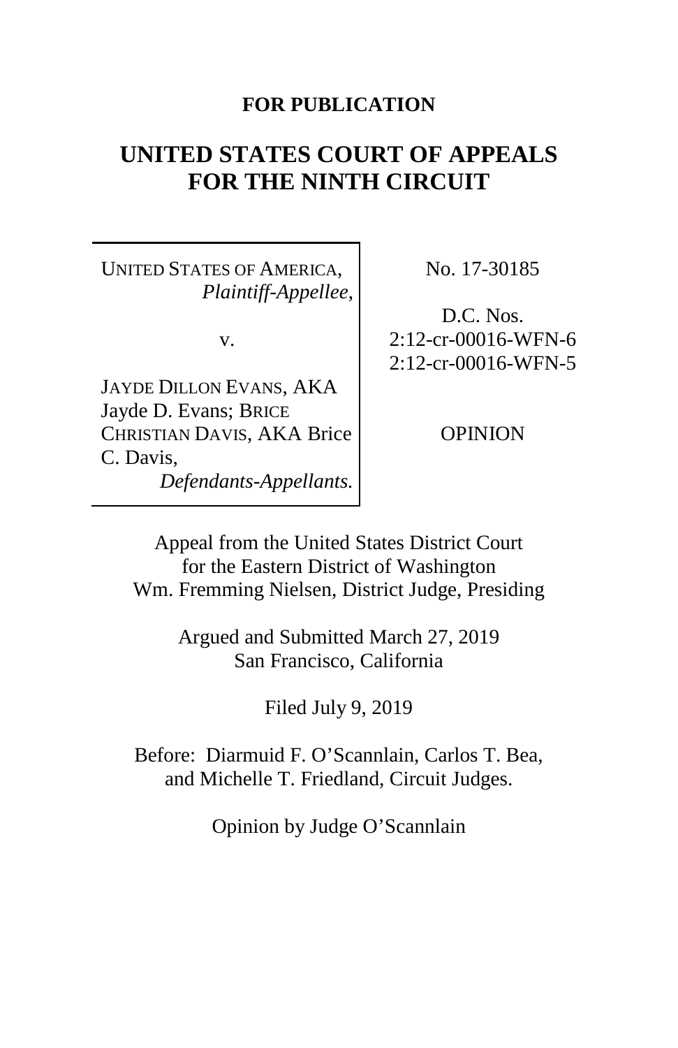**FOR PUBLICATION**

# UNITED STATES COURT OF APPEALS FOR THE NINTH CIRCUIT

| | |
|---|---|
| UNITED STATES OF AMERICA, *Plaintiff-Appellee,* <br><br> v. <br><br> JAYDE DILLON EVANS, AKA Jayde D. Evans; BRICE CHRISTIAN DAVIS, AKA Brice C. Davis, *Defendants-Appellants.* | No. 17-30185 <br><br> D.C. Nos. 2:12-cr-00016-WFN-6 2:12-cr-00016-WFN-5 <br><br> OPINION |

Appeal from the United States District Court for the Eastern District of Washington
Wm. Fremming Nielsen, District Judge, Presiding

Argued and Submitted March 27, 2019
San Francisco, California

Filed July 9, 2019

Before: Diarmuid F. O'Scannlain, Carlos T. Bea, and Michelle T. Friedland, Circuit Judges.

Opinion by Judge O'Scannlain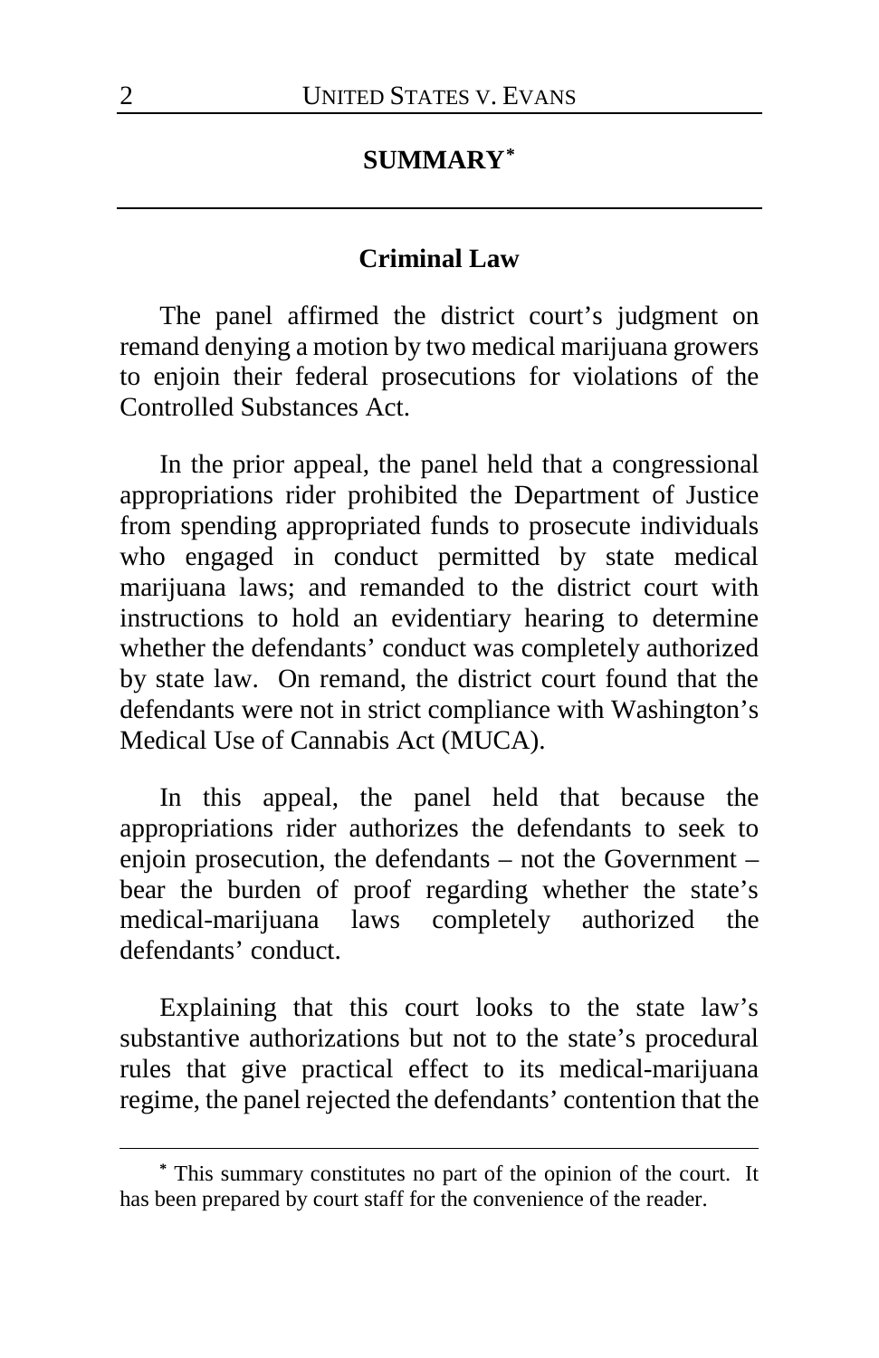## SUMMARY[*]

### Criminal Law

The panel affirmed the district court's judgment on remand denying a motion by two medical marijuana growers to enjoin their federal prosecutions for violations of the Controlled Substances Act.

In the prior appeal, the panel held that a congressional appropriations rider prohibited the Department of Justice from spending appropriated funds to prosecute individuals who engaged in conduct permitted by state medical marijuana laws; and remanded to the district court with instructions to hold an evidentiary hearing to determine whether the defendants' conduct was completely authorized by state law. On remand, the district court found that the defendants were not in strict compliance with Washington's Medical Use of Cannabis Act (MUCA).

In this appeal, the panel held that because the appropriations rider authorizes the defendants to seek to enjoin prosecution, the defendants – not the Government – bear the burden of proof regarding whether the state's medical-marijuana laws completely authorized the defendants' conduct.

Explaining that this court looks to the state law's substantive authorizations but not to the state's procedural rules that give practical effect to its medical-marijuana regime, the panel rejected the defendants' contention that the

[*] This summary constitutes no part of the opinion of the court. It has been prepared by court staff for the convenience of the reader.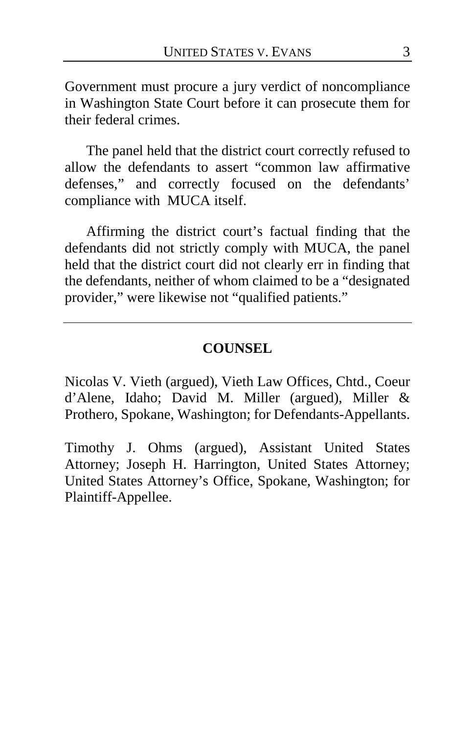Government must procure a jury verdict of noncompliance in Washington State Court before it can prosecute them for their federal crimes.

The panel held that the district court correctly refused to allow the defendants to assert "common law affirmative defenses," and correctly focused on the defendants' compliance with MUCA itself.

Affirming the district court's factual finding that the defendants did not strictly comply with MUCA, the panel held that the district court did not clearly err in finding that the defendants, neither of whom claimed to be a "designated provider," were likewise not "qualified patients."

---

## COUNSEL

Nicolas V. Vieth (argued), Vieth Law Offices, Chtd., Coeur d'Alene, Idaho; David M. Miller (argued), Miller & Prothero, Spokane, Washington; for Defendants-Appellants.

Timothy J. Ohms (argued), Assistant United States Attorney; Joseph H. Harrington, United States Attorney; United States Attorney's Office, Spokane, Washington; for Plaintiff-Appellee.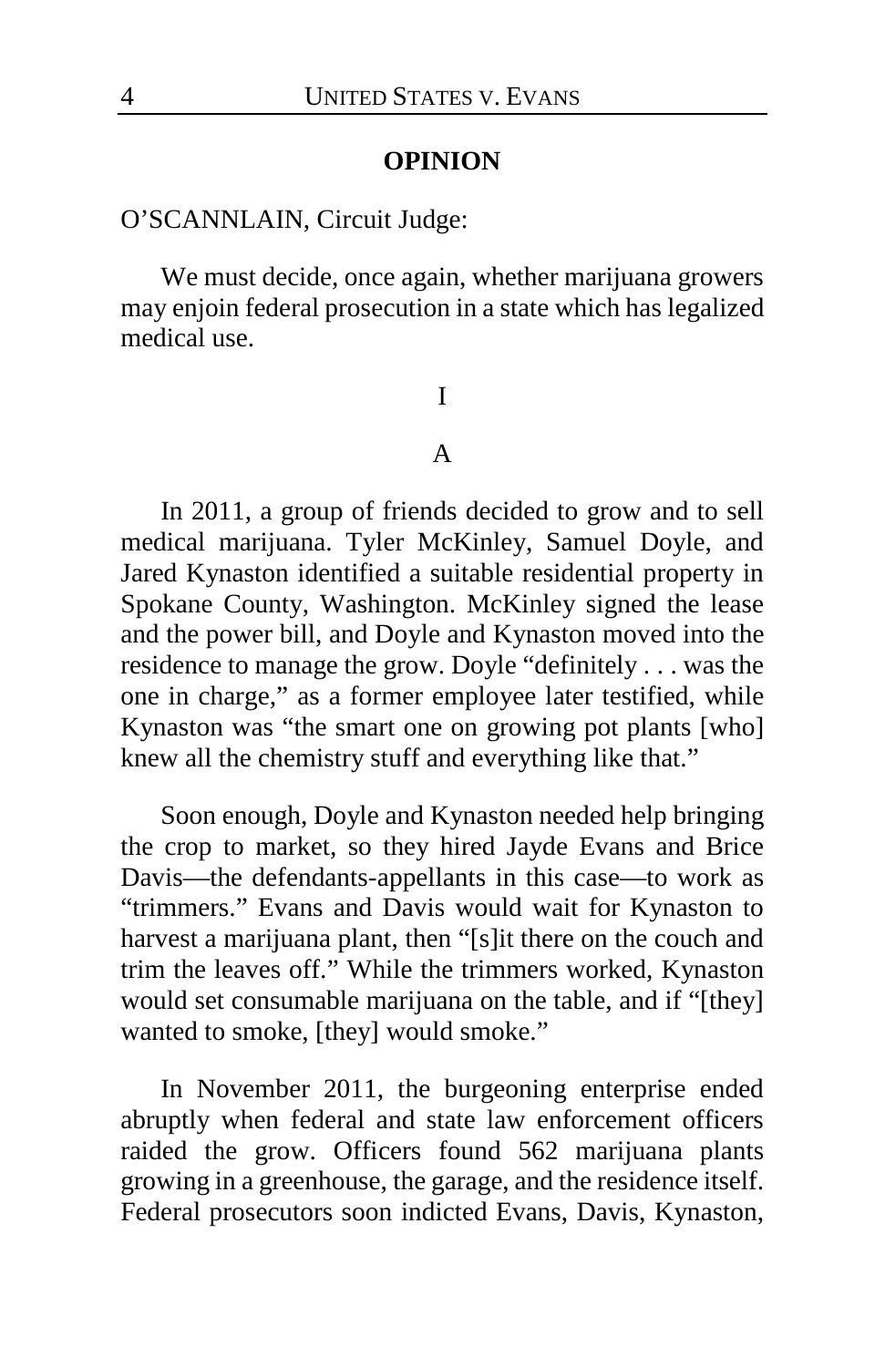**OPINION**

O'SCANNLAIN, Circuit Judge:

We must decide, once again, whether marijuana growers may enjoin federal prosecution in a state which has legalized medical use.

I

A

In 2011, a group of friends decided to grow and to sell medical marijuana. Tyler McKinley, Samuel Doyle, and Jared Kynaston identified a suitable residential property in Spokane County, Washington. McKinley signed the lease and the power bill, and Doyle and Kynaston moved into the residence to manage the grow. Doyle "definitely . . . was the one in charge," as a former employee later testified, while Kynaston was "the smart one on growing pot plants [who] knew all the chemistry stuff and everything like that."

Soon enough, Doyle and Kynaston needed help bringing the crop to market, so they hired Jayde Evans and Brice Davis—the defendants-appellants in this case—to work as "trimmers." Evans and Davis would wait for Kynaston to harvest a marijuana plant, then "[s]it there on the couch and trim the leaves off." While the trimmers worked, Kynaston would set consumable marijuana on the table, and if "[they] wanted to smoke, [they] would smoke."

In November 2011, the burgeoning enterprise ended abruptly when federal and state law enforcement officers raided the grow. Officers found 562 marijuana plants growing in a greenhouse, the garage, and the residence itself. Federal prosecutors soon indicted Evans, Davis, Kynaston,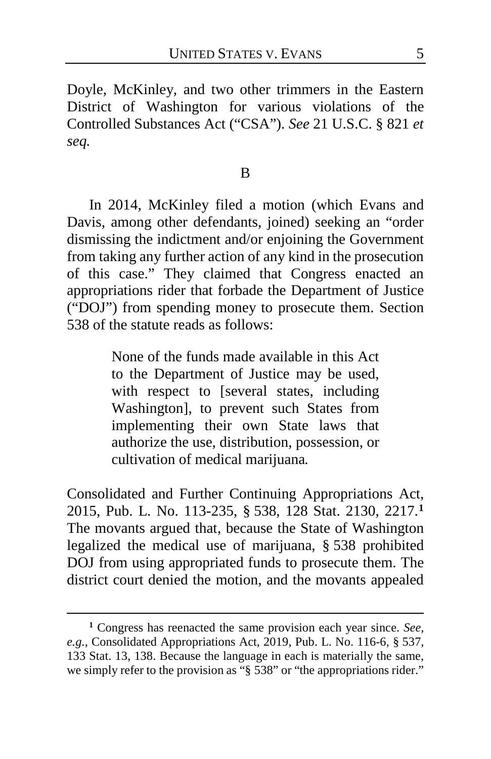Doyle, McKinley, and two other trimmers in the Eastern District of Washington for various violations of the Controlled Substances Act ("CSA"). *See* 21 U.S.C. § 821 *et seq.*

B

In 2014, McKinley filed a motion (which Evans and Davis, among other defendants, joined) seeking an "order dismissing the indictment and/or enjoining the Government from taking any further action of any kind in the prosecution of this case." They claimed that Congress enacted an appropriations rider that forbade the Department of Justice ("DOJ") from spending money to prosecute them. Section 538 of the statute reads as follows:

> None of the funds made available in this Act to the Department of Justice may be used, with respect to [several states, including Washington], to prevent such States from implementing their own State laws that authorize the use, distribution, possession, or cultivation of medical marijuana.

Consolidated and Further Continuing Appropriations Act, 2015, Pub. L. No. 113-235, § 538, 128 Stat. 2130, 2217.[1] The movants argued that, because the State of Washington legalized the medical use of marijuana, § 538 prohibited DOJ from using appropriated funds to prosecute them. The district court denied the motion, and the movants appealed

[1] Congress has reenacted the same provision each year since. *See, e.g.*, Consolidated Appropriations Act, 2019, Pub. L. No. 116-6, § 537, 133 Stat. 13, 138. Because the language in each is materially the same, we simply refer to the provision as "§ 538" or "the appropriations rider."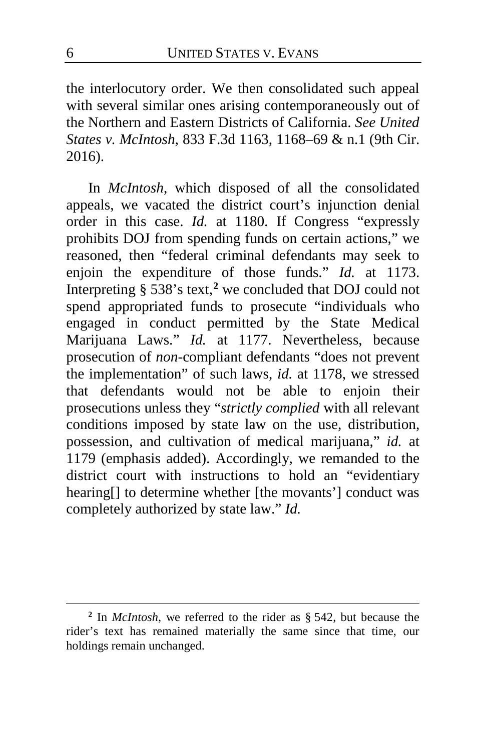the interlocutory order. We then consolidated such appeal with several similar ones arising contemporaneously out of the Northern and Eastern Districts of California. *See United States v. McIntosh*, 833 F.3d 1163, 1168–69 & n.1 (9th Cir. 2016).

In *McIntosh*, which disposed of all the consolidated appeals, we vacated the district court's injunction denial order in this case. *Id.* at 1180. If Congress "expressly prohibits DOJ from spending funds on certain actions," we reasoned, then "federal criminal defendants may seek to enjoin the expenditure of those funds." *Id.* at 1173. Interpreting § 538's text,[2] we concluded that DOJ could not spend appropriated funds to prosecute "individuals who engaged in conduct permitted by the State Medical Marijuana Laws." *Id.* at 1177. Nevertheless, because prosecution of *non*-compliant defendants "does not prevent the implementation" of such laws, *id.* at 1178, we stressed that defendants would not be able to enjoin their prosecutions unless they "*strictly complied* with all relevant conditions imposed by state law on the use, distribution, possession, and cultivation of medical marijuana," *id.* at 1179 (emphasis added). Accordingly, we remanded to the district court with instructions to hold an "evidentiary hearing[] to determine whether [the movants'] conduct was completely authorized by state law." *Id.*

[2] In *McIntosh*, we referred to the rider as § 542, but because the rider's text has remained materially the same since that time, our holdings remain unchanged.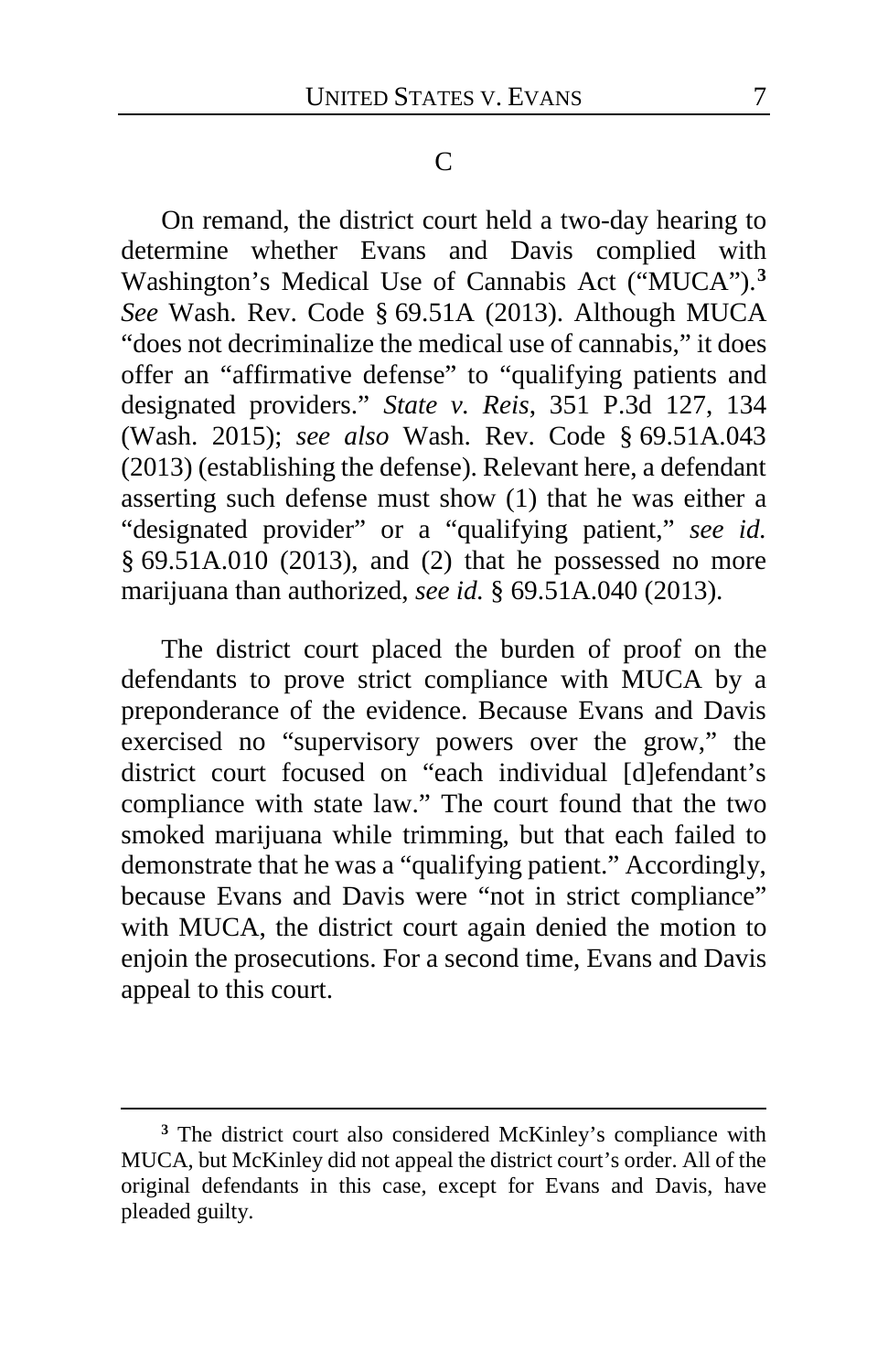## C

On remand, the district court held a two-day hearing to determine whether Evans and Davis complied with Washington's Medical Use of Cannabis Act ("MUCA").[3] *See* Wash. Rev. Code § 69.51A (2013). Although MUCA "does not decriminalize the medical use of cannabis," it does offer an "affirmative defense" to "qualifying patients and designated providers." *State v. Reis*, 351 P.3d 127, 134 (Wash. 2015); *see also* Wash. Rev. Code § 69.51A.043 (2013) (establishing the defense). Relevant here, a defendant asserting such defense must show (1) that he was either a "designated provider" or a "qualifying patient," *see id.* § 69.51A.010 (2013), and (2) that he possessed no more marijuana than authorized, *see id.* § 69.51A.040 (2013).

The district court placed the burden of proof on the defendants to prove strict compliance with MUCA by a preponderance of the evidence. Because Evans and Davis exercised no "supervisory powers over the grow," the district court focused on "each individual [d]efendant's compliance with state law." The court found that the two smoked marijuana while trimming, but that each failed to demonstrate that he was a "qualifying patient." Accordingly, because Evans and Davis were "not in strict compliance" with MUCA, the district court again denied the motion to enjoin the prosecutions. For a second time, Evans and Davis appeal to this court.

---

[3] The district court also considered McKinley's compliance with MUCA, but McKinley did not appeal the district court's order. All of the original defendants in this case, except for Evans and Davis, have pleaded guilty.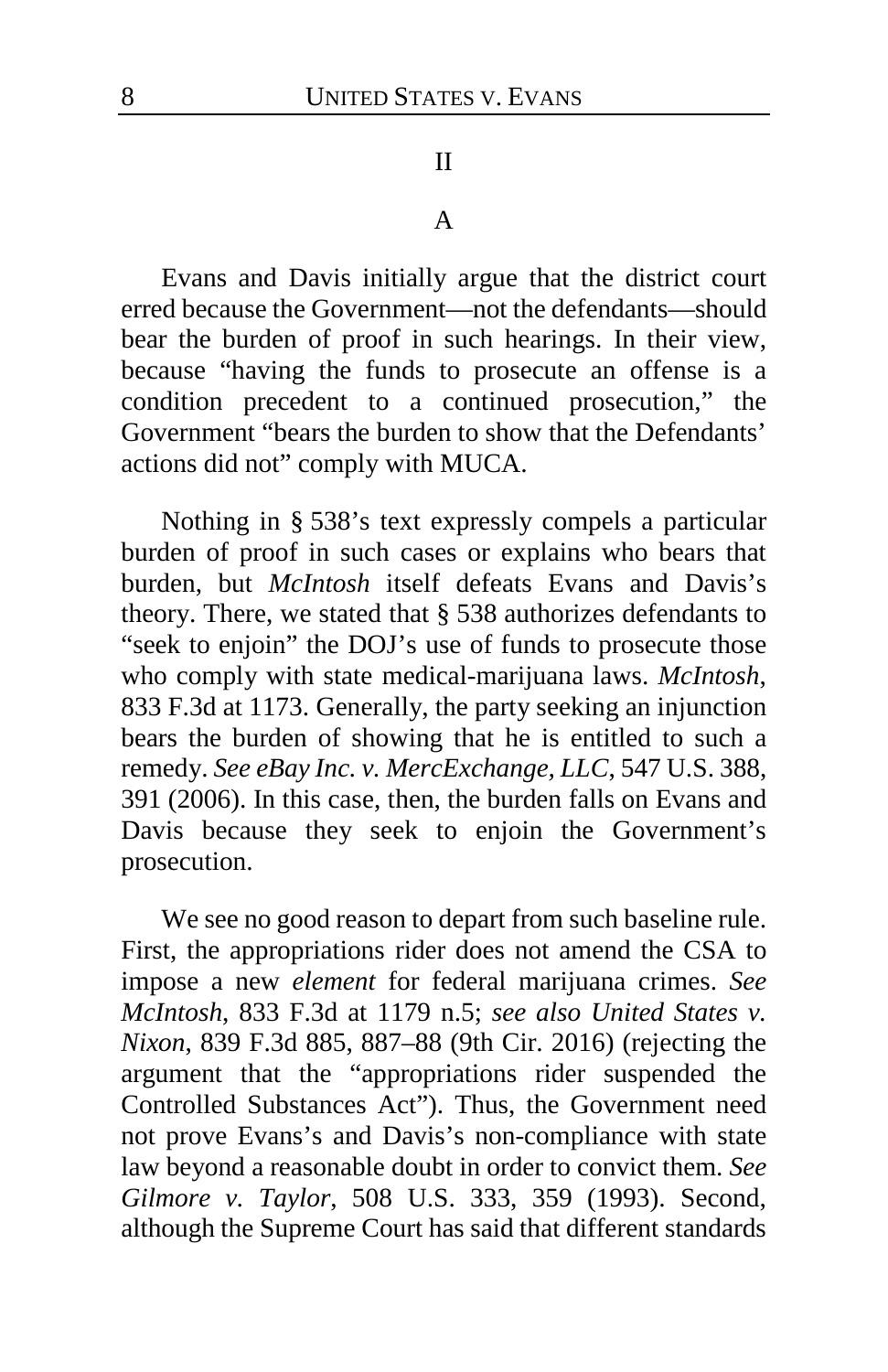## II

### A

Evans and Davis initially argue that the district court erred because the Government—not the defendants—should bear the burden of proof in such hearings. In their view, because "having the funds to prosecute an offense is a condition precedent to a continued prosecution," the Government "bears the burden to show that the Defendants' actions did not" comply with MUCA.

Nothing in § 538's text expressly compels a particular burden of proof in such cases or explains who bears that burden, but *McIntosh* itself defeats Evans and Davis's theory. There, we stated that § 538 authorizes defendants to "seek to enjoin" the DOJ's use of funds to prosecute those who comply with state medical-marijuana laws. *McIntosh*, 833 F.3d at 1173. Generally, the party seeking an injunction bears the burden of showing that he is entitled to such a remedy. *See eBay Inc. v. MercExchange, LLC*, 547 U.S. 388, 391 (2006). In this case, then, the burden falls on Evans and Davis because they seek to enjoin the Government's prosecution.

We see no good reason to depart from such baseline rule. First, the appropriations rider does not amend the CSA to impose a new *element* for federal marijuana crimes. *See McIntosh*, 833 F.3d at 1179 n.5; *see also United States v. Nixon*, 839 F.3d 885, 887–88 (9th Cir. 2016) (rejecting the argument that the "appropriations rider suspended the Controlled Substances Act"). Thus, the Government need not prove Evans's and Davis's non-compliance with state law beyond a reasonable doubt in order to convict them. *See Gilmore v. Taylor*, 508 U.S. 333, 359 (1993). Second, although the Supreme Court has said that different standards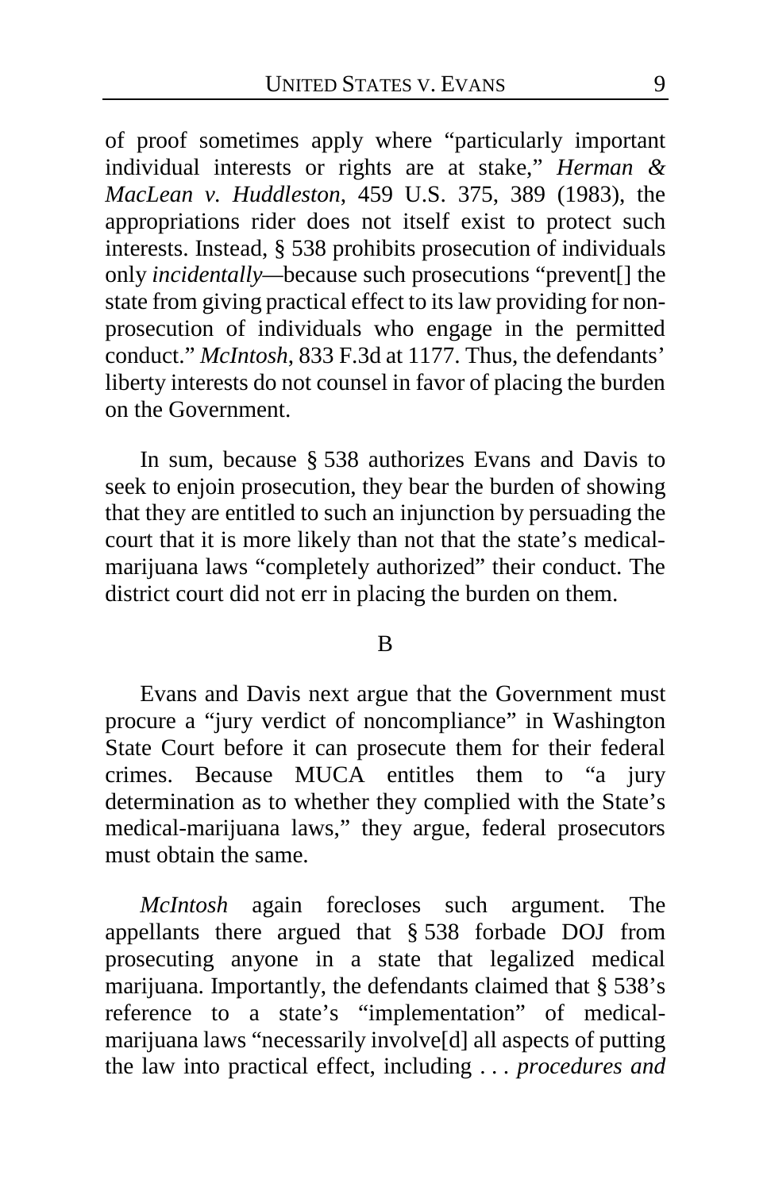of proof sometimes apply where "particularly important individual interests or rights are at stake," *Herman & MacLean v. Huddleston*, 459 U.S. 375, 389 (1983), the appropriations rider does not itself exist to protect such interests. Instead, § 538 prohibits prosecution of individuals only *incidentally*—because such prosecutions "prevent[] the state from giving practical effect to its law providing for non-prosecution of individuals who engage in the permitted conduct." *McIntosh*, 833 F.3d at 1177. Thus, the defendants' liberty interests do not counsel in favor of placing the burden on the Government.

In sum, because § 538 authorizes Evans and Davis to seek to enjoin prosecution, they bear the burden of showing that they are entitled to such an injunction by persuading the court that it is more likely than not that the state's medical-marijuana laws "completely authorized" their conduct. The district court did not err in placing the burden on them.

B

Evans and Davis next argue that the Government must procure a "jury verdict of noncompliance" in Washington State Court before it can prosecute them for their federal crimes. Because MUCA entitles them to "a jury determination as to whether they complied with the State's medical-marijuana laws," they argue, federal prosecutors must obtain the same.

*McIntosh* again forecloses such argument. The appellants there argued that § 538 forbade DOJ from prosecuting anyone in a state that legalized medical marijuana. Importantly, the defendants claimed that § 538's reference to a state's "implementation" of medical-marijuana laws "necessarily involve[d] all aspects of putting the law into practical effect, including . . . *procedures and*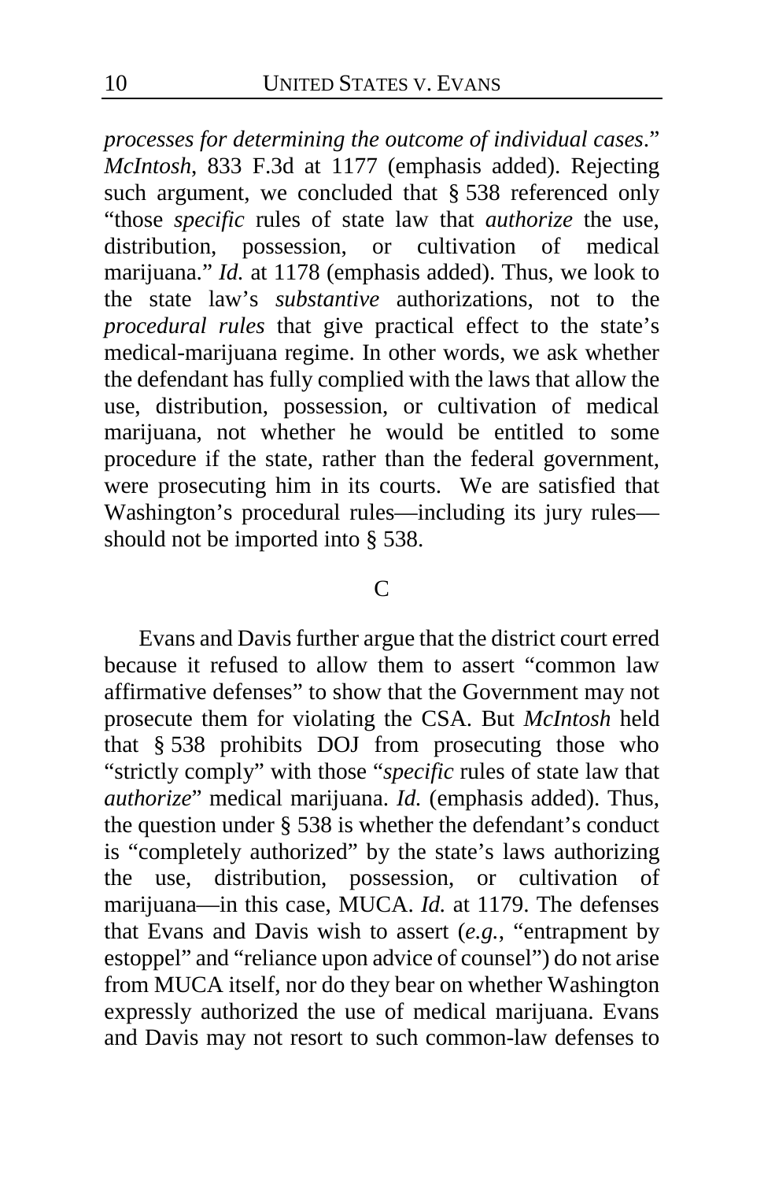*processes for determining the outcome of individual cases*." *McIntosh*, 833 F.3d at 1177 (emphasis added). Rejecting such argument, we concluded that § 538 referenced only "those *specific* rules of state law that *authorize* the use, distribution, possession, or cultivation of medical marijuana." *Id.* at 1178 (emphasis added). Thus, we look to the state law's *substantive* authorizations, not to the *procedural rules* that give practical effect to the state's medical-marijuana regime. In other words, we ask whether the defendant has fully complied with the laws that allow the use, distribution, possession, or cultivation of medical marijuana, not whether he would be entitled to some procedure if the state, rather than the federal government, were prosecuting him in its courts. We are satisfied that Washington's procedural rules—including its jury rules—should not be imported into § 538.

C

Evans and Davis further argue that the district court erred because it refused to allow them to assert "common law affirmative defenses" to show that the Government may not prosecute them for violating the CSA. But *McIntosh* held that § 538 prohibits DOJ from prosecuting those who "strictly comply" with those "*specific* rules of state law that *authorize*" medical marijuana. *Id.* (emphasis added). Thus, the question under § 538 is whether the defendant's conduct is "completely authorized" by the state's laws authorizing the use, distribution, possession, or cultivation of marijuana—in this case, MUCA. *Id.* at 1179. The defenses that Evans and Davis wish to assert (*e.g.*, "entrapment by estoppel" and "reliance upon advice of counsel") do not arise from MUCA itself, nor do they bear on whether Washington expressly authorized the use of medical marijuana. Evans and Davis may not resort to such common-law defenses to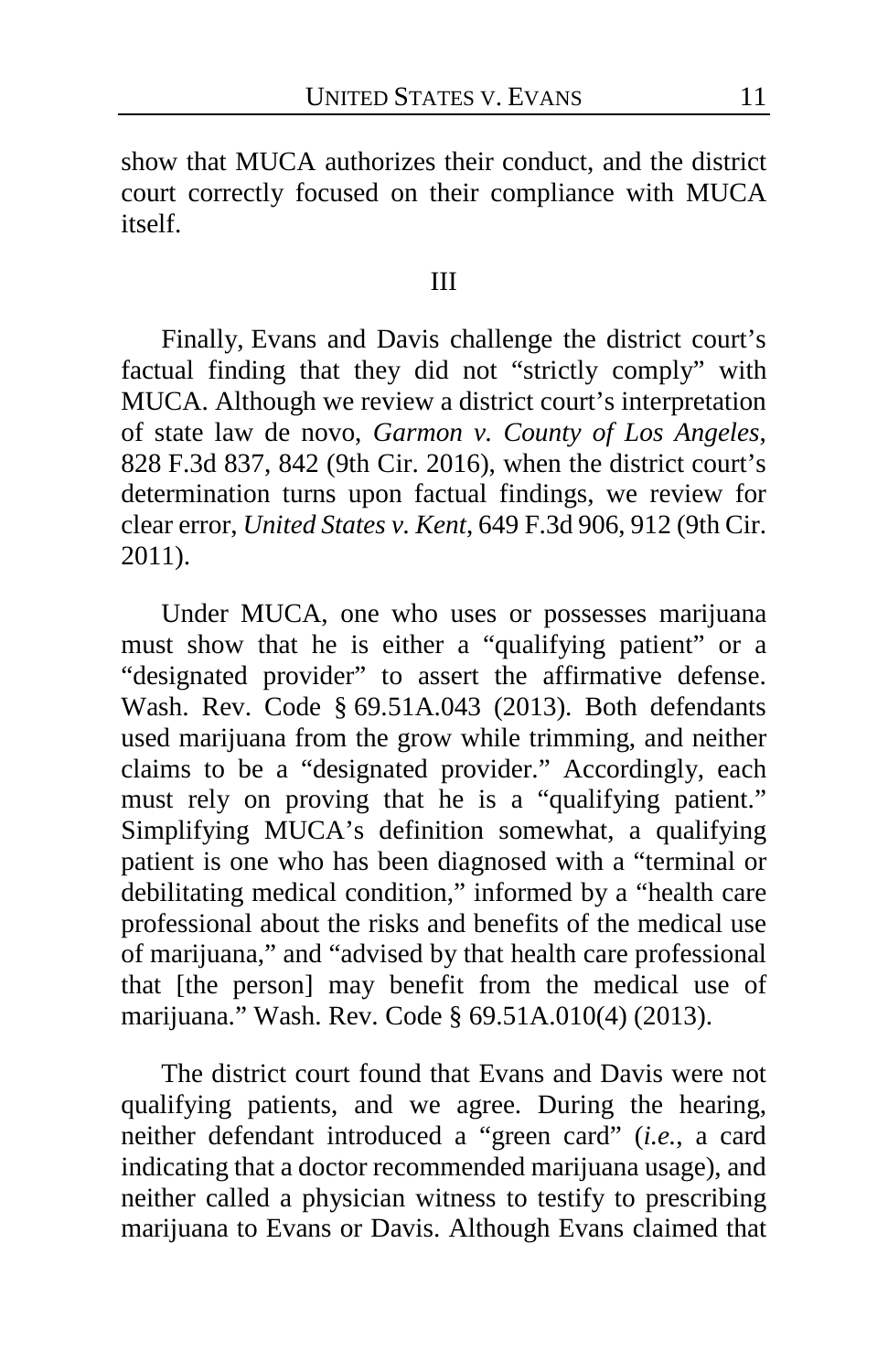show that MUCA authorizes their conduct, and the district court correctly focused on their compliance with MUCA itself.

## III

Finally, Evans and Davis challenge the district court's factual finding that they did not "strictly comply" with MUCA. Although we review a district court's interpretation of state law de novo, *Garmon v. County of Los Angeles*, 828 F.3d 837, 842 (9th Cir. 2016), when the district court's determination turns upon factual findings, we review for clear error, *United States v. Kent*, 649 F.3d 906, 912 (9th Cir. 2011).

Under MUCA, one who uses or possesses marijuana must show that he is either a "qualifying patient" or a "designated provider" to assert the affirmative defense. Wash. Rev. Code § 69.51A.043 (2013). Both defendants used marijuana from the grow while trimming, and neither claims to be a "designated provider." Accordingly, each must rely on proving that he is a "qualifying patient." Simplifying MUCA's definition somewhat, a qualifying patient is one who has been diagnosed with a "terminal or debilitating medical condition," informed by a "health care professional about the risks and benefits of the medical use of marijuana," and "advised by that health care professional that [the person] may benefit from the medical use of marijuana." Wash. Rev. Code § 69.51A.010(4) (2013).

The district court found that Evans and Davis were not qualifying patients, and we agree. During the hearing, neither defendant introduced a "green card" (*i.e.*, a card indicating that a doctor recommended marijuana usage), and neither called a physician witness to testify to prescribing marijuana to Evans or Davis. Although Evans claimed that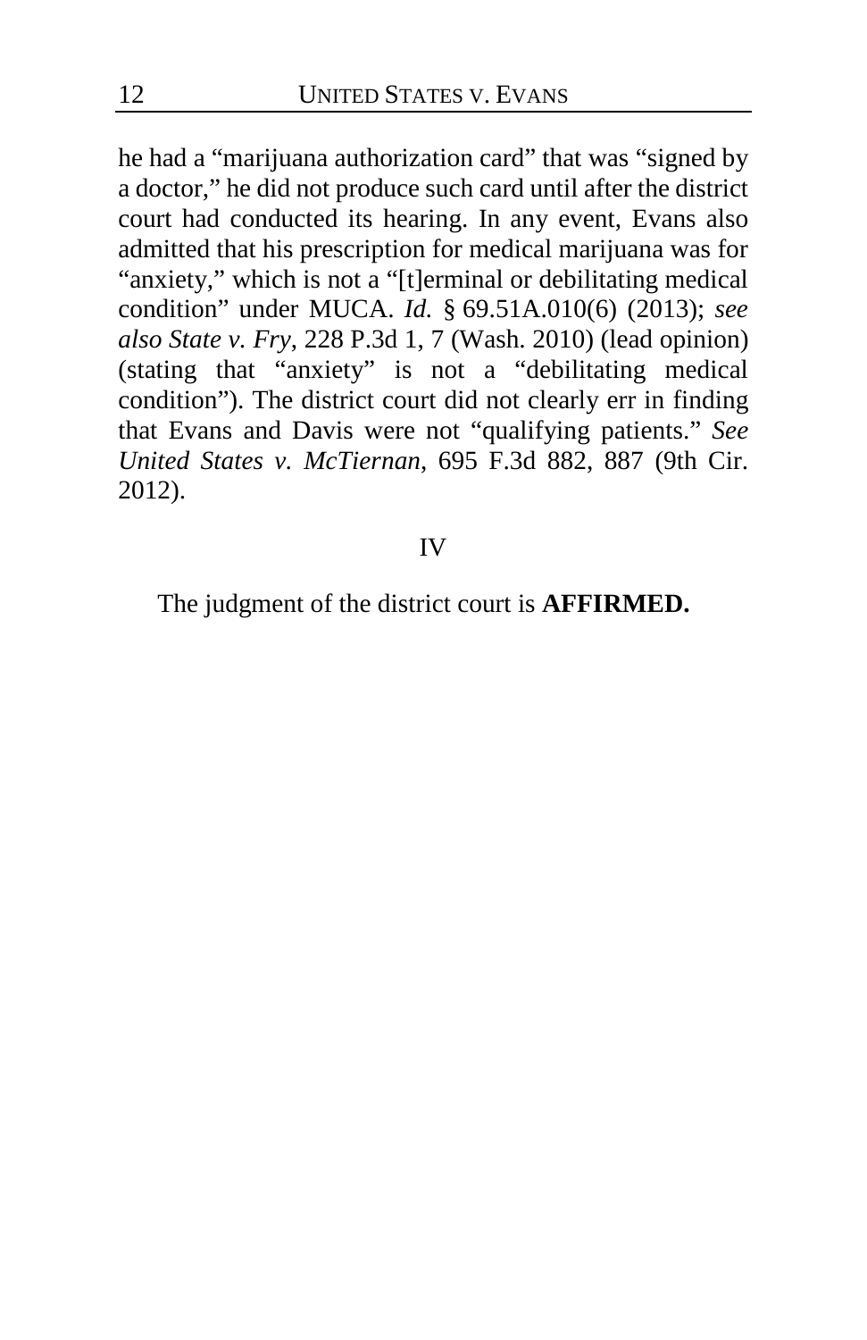he had a "marijuana authorization card" that was "signed by a doctor," he did not produce such card until after the district court had conducted its hearing. In any event, Evans also admitted that his prescription for medical marijuana was for "anxiety," which is not a "[t]erminal or debilitating medical condition" under MUCA. *Id.* § 69.51A.010(6) (2013); *see also State v. Fry*, 228 P.3d 1, 7 (Wash. 2010) (lead opinion) (stating that "anxiety" is not a "debilitating medical condition"). The district court did not clearly err in finding that Evans and Davis were not "qualifying patients." *See United States v. McTiernan*, 695 F.3d 882, 887 (9th Cir. 2012).

## IV

The judgment of the district court is **AFFIRMED.**